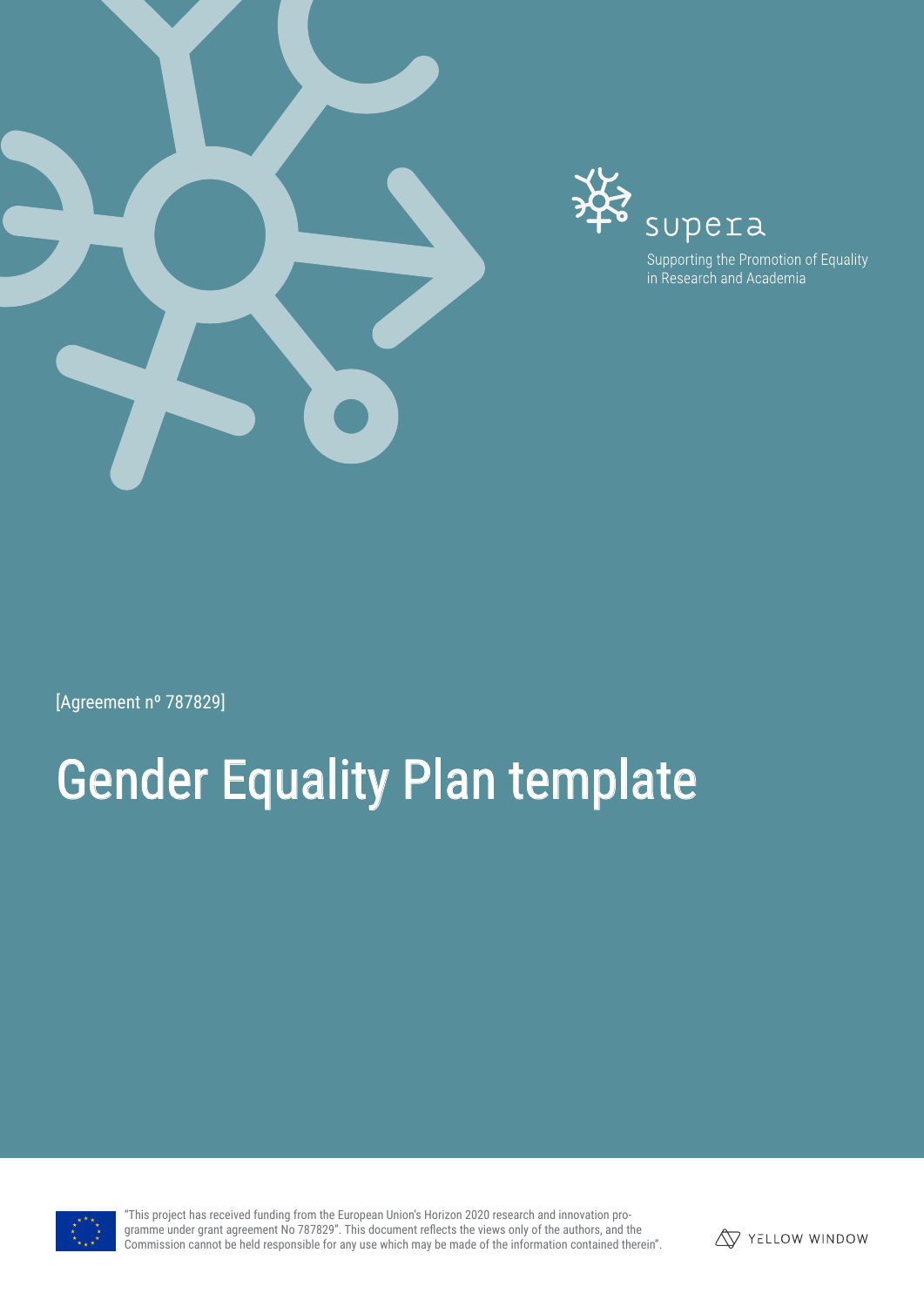supera

Supporting the Promotion of Equality in Research and Academia

[Agreement nº 787829]

# Gender Equality Plan template

"This project has received funding from the European Union's Horizon 2020 research and innovation programme under grant agreement No 787829". This document reflects the views only of the authors, and the Commission cannot be held responsible for any use which may be made of the information contained therein".

YELLOW WINDOW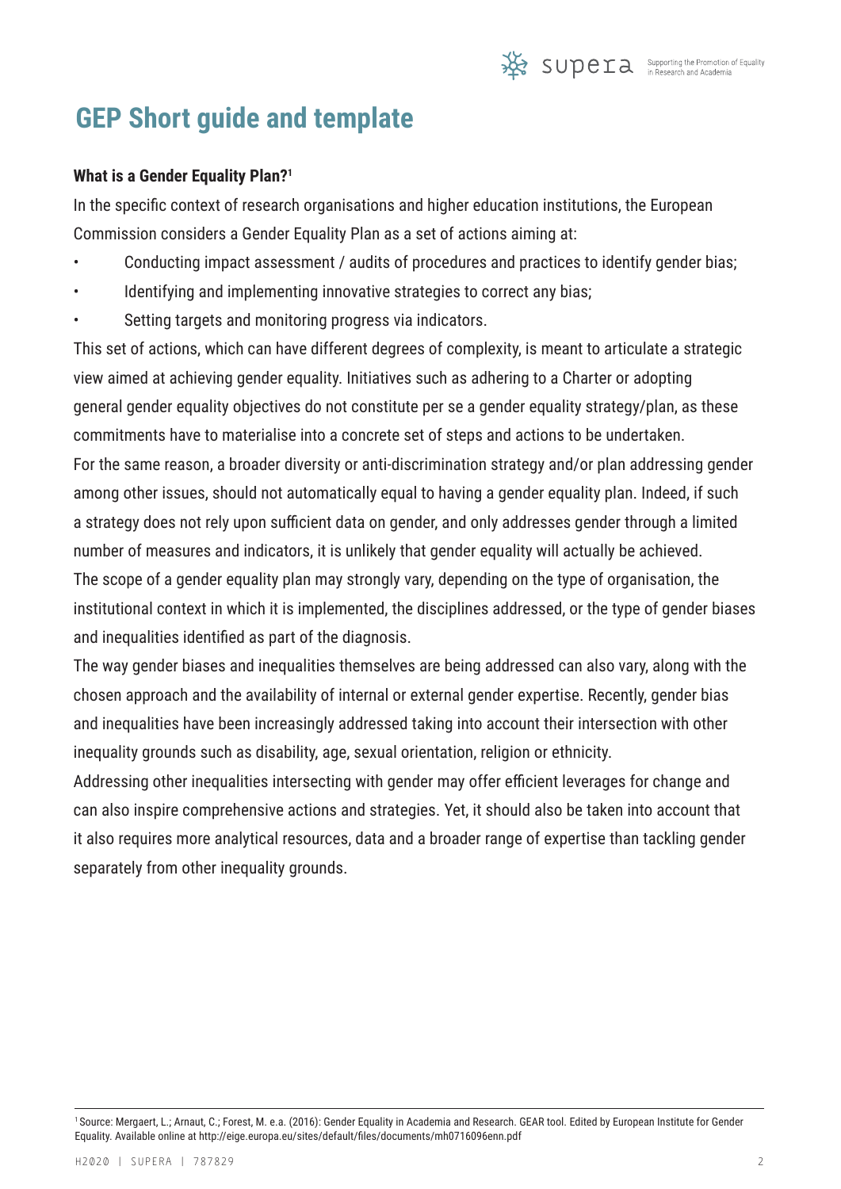# GEP Short guide and template

**What is a Gender Equality Plan?**[1]

In the specific context of research organisations and higher education institutions, the European Commission considers a Gender Equality Plan as a set of actions aiming at:

- Conducting impact assessment / audits of procedures and practices to identify gender bias;
- Identifying and implementing innovative strategies to correct any bias;
- Setting targets and monitoring progress via indicators.

This set of actions, which can have different degrees of complexity, is meant to articulate a strategic view aimed at achieving gender equality. Initiatives such as adhering to a Charter or adopting general gender equality objectives do not constitute per se a gender equality strategy/plan, as these commitments have to materialise into a concrete set of steps and actions to be undertaken.

For the same reason, a broader diversity or anti-discrimination strategy and/or plan addressing gender among other issues, should not automatically equal to having a gender equality plan. Indeed, if such a strategy does not rely upon sufficient data on gender, and only addresses gender through a limited number of measures and indicators, it is unlikely that gender equality will actually be achieved.

The scope of a gender equality plan may strongly vary, depending on the type of organisation, the institutional context in which it is implemented, the disciplines addressed, or the type of gender biases and inequalities identified as part of the diagnosis.

The way gender biases and inequalities themselves are being addressed can also vary, along with the chosen approach and the availability of internal or external gender expertise. Recently, gender bias and inequalities have been increasingly addressed taking into account their intersection with other inequality grounds such as disability, age, sexual orientation, religion or ethnicity.

Addressing other inequalities intersecting with gender may offer efficient leverages for change and can also inspire comprehensive actions and strategies. Yet, it should also be taken into account that it also requires more analytical resources, data and a broader range of expertise than tackling gender separately from other inequality grounds.

---

[1] Source: Mergaert, L.; Arnaut, C.; Forest, M. e.a. (2016): Gender Equality in Academia and Research. GEAR tool. Edited by European Institute for Gender Equality. Available online at http://eige.europa.eu/sites/default/files/documents/mh0716096enn.pdf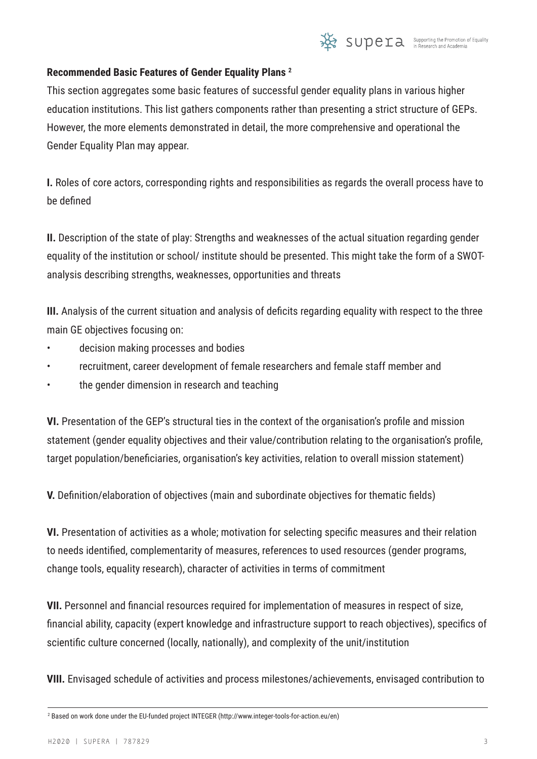**Recommended Basic Features of Gender Equality Plans** [2]

This section aggregates some basic features of successful gender equality plans in various higher education institutions. This list gathers components rather than presenting a strict structure of GEPs. However, the more elements demonstrated in detail, the more comprehensive and operational the Gender Equality Plan may appear.

**I.** Roles of core actors, corresponding rights and responsibilities as regards the overall process have to be defined

**II.** Description of the state of play: Strengths and weaknesses of the actual situation regarding gender equality of the institution or school/ institute should be presented. This might take the form of a SWOT-analysis describing strengths, weaknesses, opportunities and threats

**III.** Analysis of the current situation and analysis of deficits regarding equality with respect to the three main GE objectives focusing on:

- decision making processes and bodies
- recruitment, career development of female researchers and female staff member and
- the gender dimension in research and teaching

**VI.** Presentation of the GEP's structural ties in the context of the organisation's profile and mission statement (gender equality objectives and their value/contribution relating to the organisation's profile, target population/beneficiaries, organisation's key activities, relation to overall mission statement)

**V.** Definition/elaboration of objectives (main and subordinate objectives for thematic fields)

**VI.** Presentation of activities as a whole; motivation for selecting specific measures and their relation to needs identified, complementarity of measures, references to used resources (gender programs, change tools, equality research), character of activities in terms of commitment

**VII.** Personnel and financial resources required for implementation of measures in respect of size, financial ability, capacity (expert knowledge and infrastructure support to reach objectives), specifics of scientific culture concerned (locally, nationally), and complexity of the unit/institution

**VIII.** Envisaged schedule of activities and process milestones/achievements, envisaged contribution to

[2] Based on work done under the EU-funded project INTEGER (http://www.integer-tools-for-action.eu/en)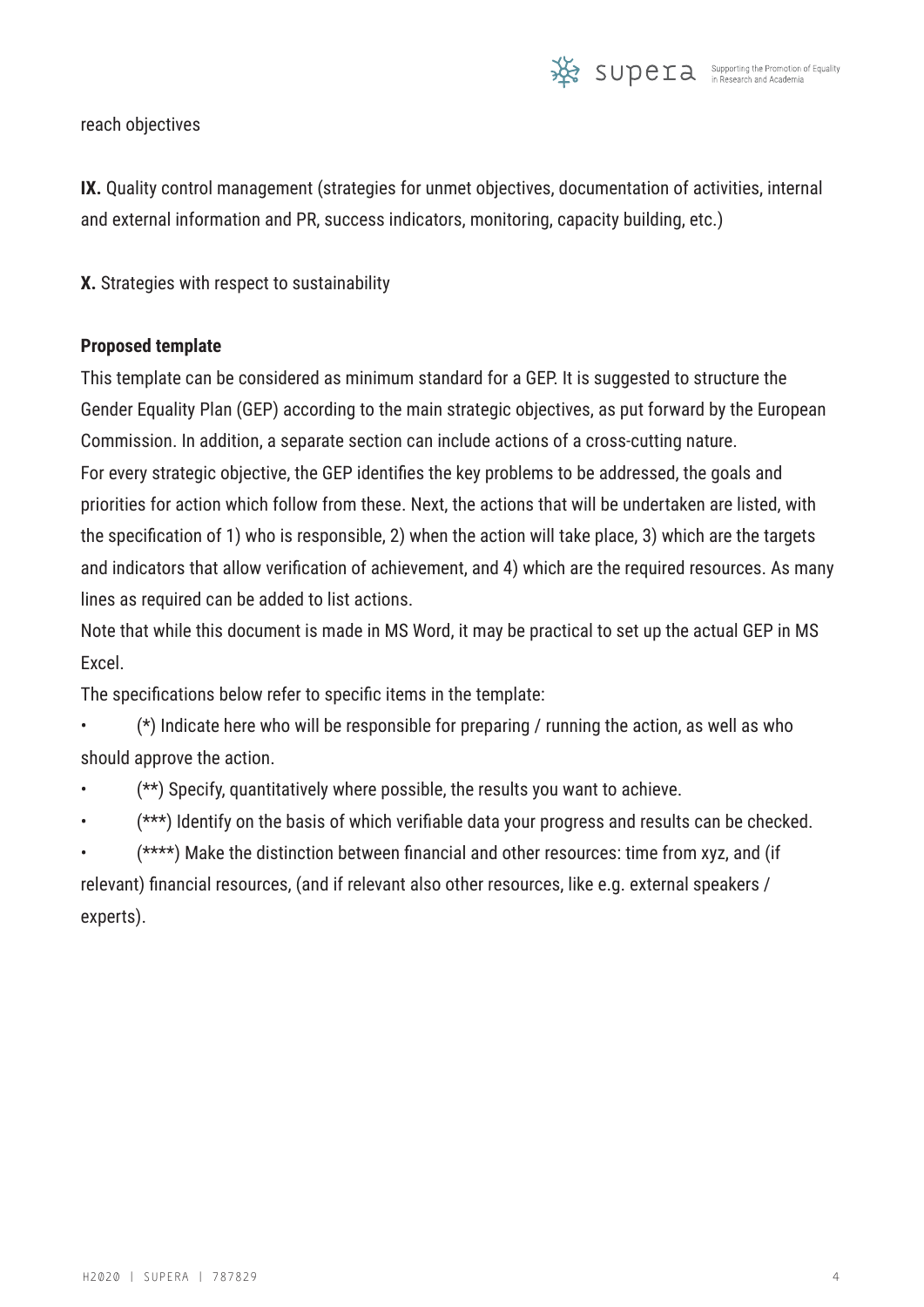reach objectives

**IX.** Quality control management (strategies for unmet objectives, documentation of activities, internal and external information and PR, success indicators, monitoring, capacity building, etc.)

**X.** Strategies with respect to sustainability

**Proposed template**

This template can be considered as minimum standard for a GEP. It is suggested to structure the Gender Equality Plan (GEP) according to the main strategic objectives, as put forward by the European Commission. In addition, a separate section can include actions of a cross-cutting nature.

For every strategic objective, the GEP identifies the key problems to be addressed, the goals and priorities for action which follow from these. Next, the actions that will be undertaken are listed, with the specification of 1) who is responsible, 2) when the action will take place, 3) which are the targets and indicators that allow verification of achievement, and 4) which are the required resources. As many lines as required can be added to list actions.

Note that while this document is made in MS Word, it may be practical to set up the actual GEP in MS Excel.

The specifications below refer to specific items in the template:

- (*) Indicate here who will be responsible for preparing / running the action, as well as who should approve the action.
- (**) Specify, quantitatively where possible, the results you want to achieve.
- (***) Identify on the basis of which verifiable data your progress and results can be checked.
- (****) Make the distinction between financial and other resources: time from xyz, and (if relevant) financial resources, (and if relevant also other resources, like e.g. external speakers / experts).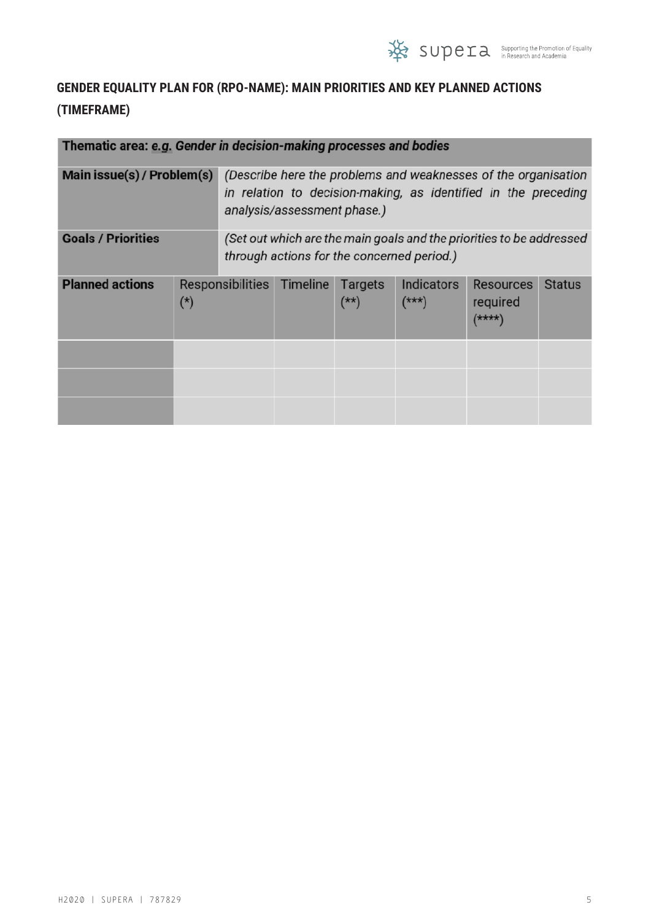**GENDER EQUALITY PLAN FOR (RPO-NAME): MAIN PRIORITIES AND KEY PLANNED ACTIONS (TIMEFRAME)**

| Thematic area: e.g. *Gender in decision-making processes and bodies* | | | | | | |
|---|---|---|---|---|---|---|
| **Main issue(s) / Problem(s)** | *(Describe here the problems and weaknesses of the organisation in relation to decision-making, as identified in the preceding analysis/assessment phase.)* | | | | | |
| **Goals / Priorities** | *(Set out which are the main goals and the priorities to be addressed through actions for the concerned period.)* | | | | | |
| **Planned actions** | Responsibilities (*) | Timeline | Targets (**) | Indicators (***) | Resources required (****) | Status |
| | | | | | | |
| | | | | | | |
| | | | | | | |